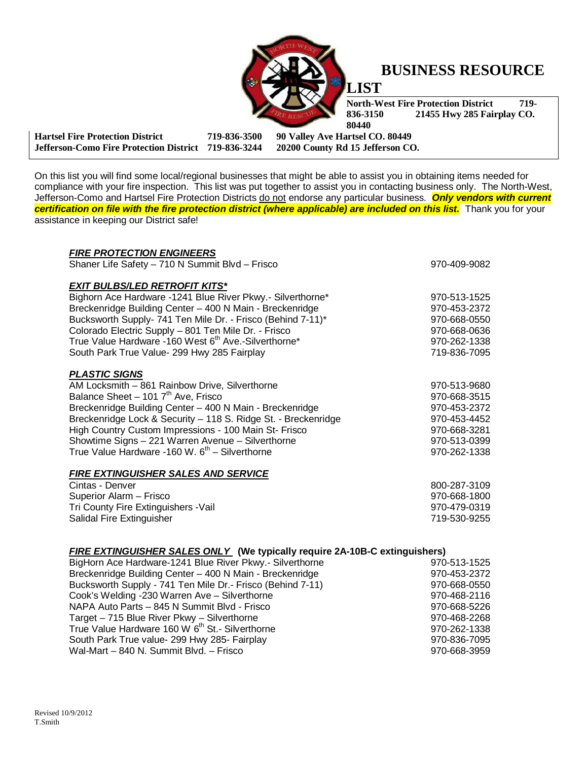# BUSINESS RESOURCE LIST

**North-West Fire Protection District 719-836-3150 21455 Hwy 285 Fairplay CO. 80440**
**Hartsel Fire Protection District 719-836-3500 90 Valley Ave Hartsel CO. 80449**
**Jefferson-Como Fire Protection District 719-836-3244 20200 County Rd 15 Jefferson CO.**

On this list you will find some local/regional businesses that might be able to assist you in obtaining items needed for compliance with your fire inspection. This list was put together to assist you in contacting business only. The North-West, Jefferson-Como and Hartsel Fire Protection Districts do not endorse any particular business. ***Only vendors with current certification on file with the fire protection district (where applicable) are included on this list.*** Thank you for your assistance in keeping our District safe!

***FIRE PROTECTION ENGINEERS***

| | |
|---|---|
| Shaner Life Safety – 710 N Summit Blvd – Frisco | 970-409-9082 |

***EXIT BULBS/LED RETROFIT KITS****

| | |
|---|---|
| Bighorn Ace Hardware -1241 Blue River Pkwy.- Silverthorne* | 970-513-1525 |
| Breckenridge Building Center – 400 N Main - Breckenridge | 970-453-2372 |
| Bucksworth Supply- 741 Ten Mile Dr. - Frisco (Behind 7-11)* | 970-668-0550 |
| Colorado Electric Supply – 801 Ten Mile Dr. - Frisco | 970-668-0636 |
| True Value Hardware -160 West 6th Ave.-Silverthorne* | 970-262-1338 |
| South Park True Value- 299 Hwy 285 Fairplay | 719-836-7095 |

***PLASTIC SIGNS***

| | |
|---|---|
| AM Locksmith – 861 Rainbow Drive, Silverthorne | 970-513-9680 |
| Balance Sheet – 101 7th Ave, Frisco | 970-668-3515 |
| Breckenridge Building Center – 400 N Main - Breckenridge | 970-453-2372 |
| Breckenridge Lock & Security – 118 S. Ridge St. - Breckenridge | 970-453-4452 |
| High Country Custom Impressions - 100 Main St- Frisco | 970-668-3281 |
| Showtime Signs – 221 Warren Avenue – Silverthorne | 970-513-0399 |
| True Value Hardware -160 W. 6th – Silverthorne | 970-262-1338 |

***FIRE EXTINGUISHER SALES AND SERVICE***

| | |
|---|---|
| Cintas - Denver | 800-287-3109 |
| Superior Alarm – Frisco | 970-668-1800 |
| Tri County Fire Extinguishers -Vail | 970-479-0319 |
| Salidal Fire Extinguisher | 719-530-9255 |

***FIRE EXTINGUISHER SALES ONLY*** **(We typically require 2A-10B-C extinguishers)**

| | |
|---|---|
| BigHorn Ace Hardware-1241 Blue River Pkwy.- Silverthorne | 970-513-1525 |
| Breckenridge Building Center – 400 N Main - Breckenridge | 970-453-2372 |
| Bucksworth Supply - 741 Ten Mile Dr.- Frisco (Behind 7-11) | 970-668-0550 |
| Cook's Welding -230 Warren Ave – Silverthorne | 970-468-2116 |
| NAPA Auto Parts – 845 N Summit Blvd - Frisco | 970-668-5226 |
| Target – 715 Blue River Pkwy – Silverthorne | 970-468-2268 |
| True Value Hardware 160 W 6th St.- Silverthorne | 970-262-1338 |
| South Park True value- 299 Hwy 285- Fairplay | 970-836-7095 |
| Wal-Mart – 840 N. Summit Blvd. – Frisco | 970-668-3959 |

Revised 10/9/2012
T.Smith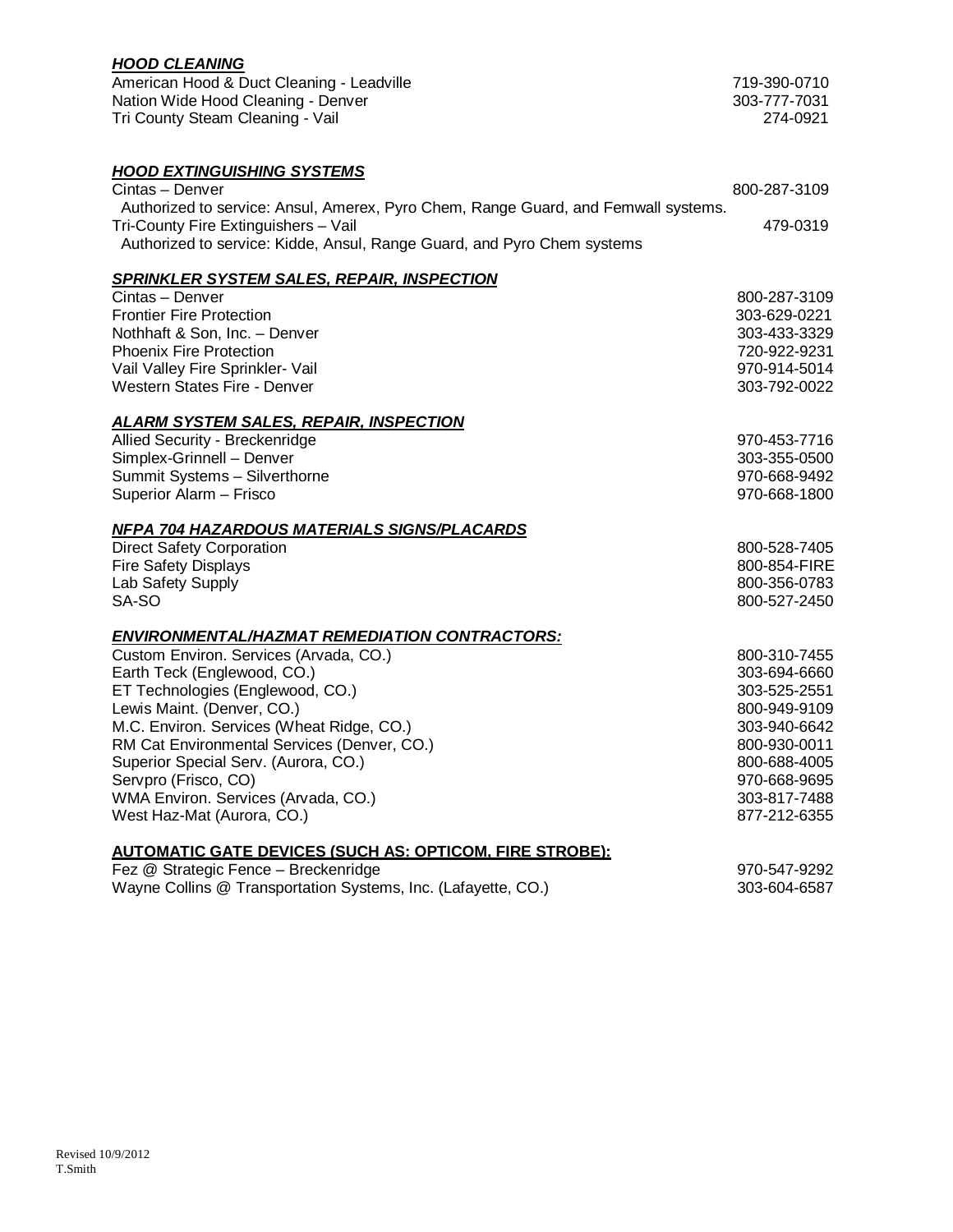***HOOD CLEANING***

| | |
|---|---|
| American Hood & Duct Cleaning - Leadville | 719-390-0710 |
| Nation Wide Hood Cleaning - Denver | 303-777-7031 |
| Tri County Steam Cleaning - Vail | 274-0921 |

***HOOD EXTINGUISHING SYSTEMS***

| | |
|---|---|
| Cintas – Denver | 800-287-3109 |
| Authorized to service: Ansul, Amerex, Pyro Chem, Range Guard, and Femwall systems. | |
| Tri-County Fire Extinguishers – Vail | 479-0319 |
| Authorized to service: Kidde, Ansul, Range Guard, and Pyro Chem systems | |

***SPRINKLER SYSTEM SALES, REPAIR, INSPECTION***

| | |
|---|---|
| Cintas – Denver | 800-287-3109 |
| Frontier Fire Protection | 303-629-0221 |
| Nothhaft & Son, Inc. – Denver | 303-433-3329 |
| Phoenix Fire Protection | 720-922-9231 |
| Vail Valley Fire Sprinkler- Vail | 970-914-5014 |
| Western States Fire - Denver | 303-792-0022 |

***ALARM SYSTEM SALES, REPAIR, INSPECTION***

| | |
|---|---|
| Allied Security - Breckenridge | 970-453-7716 |
| Simplex-Grinnell – Denver | 303-355-0500 |
| Summit Systems – Silverthorne | 970-668-9492 |
| Superior Alarm – Frisco | 970-668-1800 |

***NFPA 704 HAZARDOUS MATERIALS SIGNS/PLACARDS***

| | |
|---|---|
| Direct Safety Corporation | 800-528-7405 |
| Fire Safety Displays | 800-854-FIRE |
| Lab Safety Supply | 800-356-0783 |
| SA-SO | 800-527-2450 |

***ENVIRONMENTAL/HAZMAT REMEDIATION CONTRACTORS:***

| | |
|---|---|
| Custom Environ. Services (Arvada, CO.) | 800-310-7455 |
| Earth Teck (Englewood, CO.) | 303-694-6660 |
| ET Technologies (Englewood, CO.) | 303-525-2551 |
| Lewis Maint. (Denver, CO.) | 800-949-9109 |
| M.C. Environ. Services (Wheat Ridge, CO.) | 303-940-6642 |
| RM Cat Environmental Services (Denver, CO.) | 800-930-0011 |
| Superior Special Serv. (Aurora, CO.) | 800-688-4005 |
| Servpro (Frisco, CO) | 970-668-9695 |
| WMA Environ. Services (Arvada, CO.) | 303-817-7488 |
| West Haz-Mat (Aurora, CO.) | 877-212-6355 |

**AUTOMATIC GATE DEVICES (SUCH AS: OPTICOM, FIRE STROBE):**

| | |
|---|---|
| Fez @ Strategic Fence – Breckenridge | 970-547-9292 |
| Wayne Collins @ Transportation Systems, Inc. (Lafayette, CO.) | 303-604-6587 |

Revised 10/9/2012
T.Smith